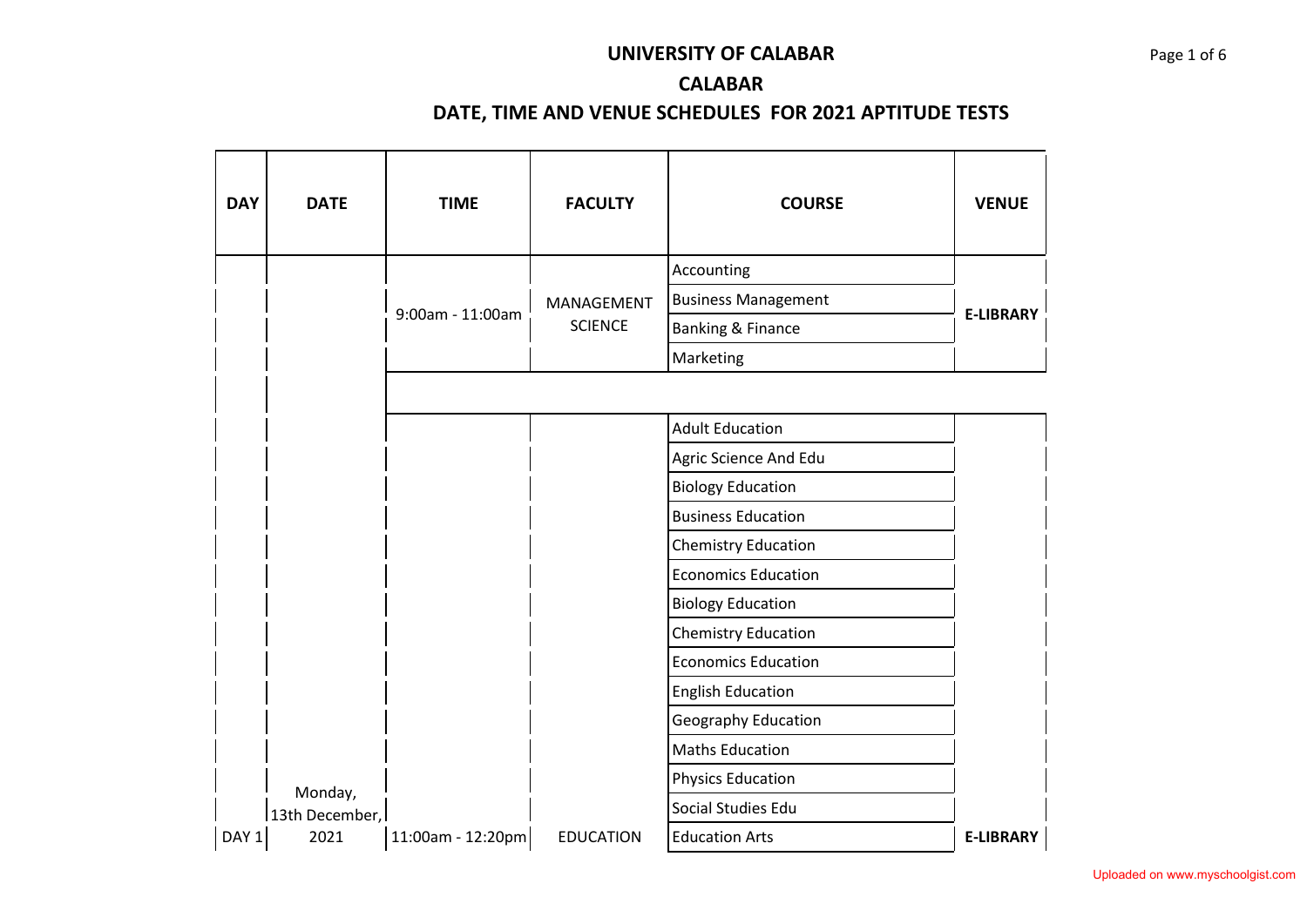# UNIVERSITY OF CALABAR

## CALABAR

## DATE, TIME AND VENUE SCHEDULES FOR 2021 APTITUDE TESTS

| DAY | DATE | TIME | FACULTY | COURSE | VENUE |
|---|---|---|---|---|---|
| | | 9:00am - 11:00am | MANAGEMENT SCIENCE | Accounting | E-LIBRARY |
| | | | | Business Management | |
| | | | | Banking & Finance | |
| | | | | Marketing | |
| | | | | | |
| | | | | Adult Education | |
| | | | | Agric Science And Edu | |
| | | | | Biology Education | |
| | | | | Business Education | |
| | | | | Chemistry Education | |
| | | | | Economics Education | |
| | | | | Biology Education | |
| | | | | Chemistry Education | |
| | | | | Economics Education | |
| | | | | English Education | |
| | | | | Geography Education | |
| | | | | Maths Education | |
| | | | | Physics Education | |
| | | | | Social Studies Edu | |
| DAY 1 | Monday, 13th December, 2021 | 11:00am - 12:20pm | EDUCATION | Education Arts | E-LIBRARY |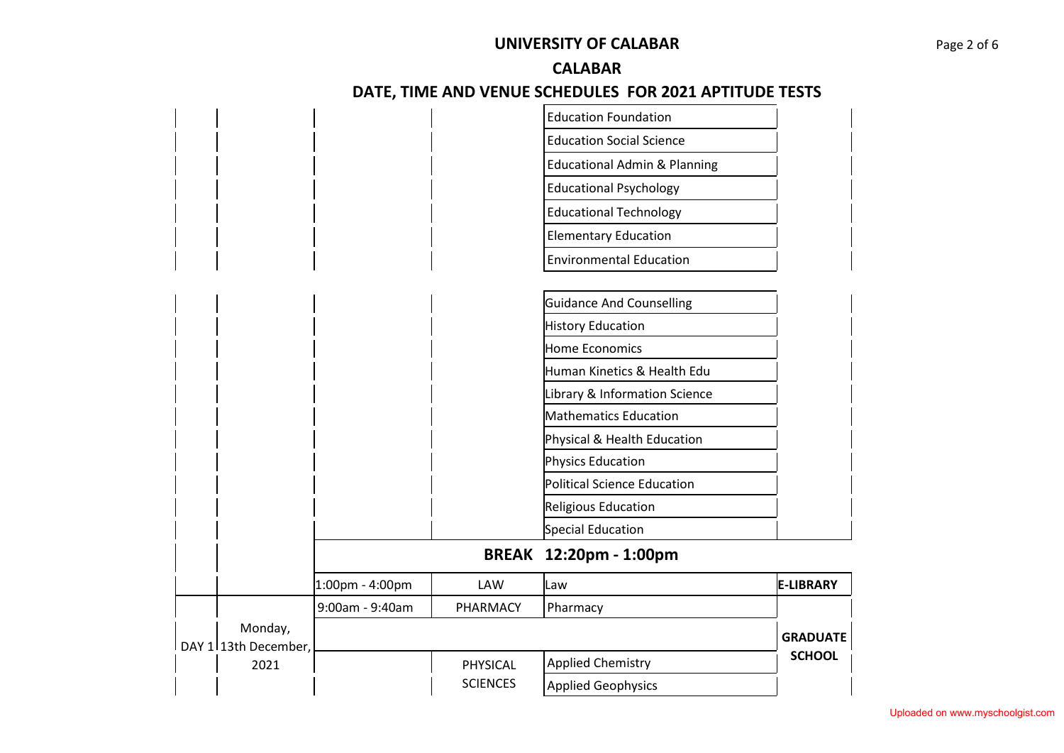# UNIVERSITY OF CALABAR

## CALABAR

### DATE, TIME AND VENUE SCHEDULES FOR 2021 APTITUDE TESTS

| | | | | | |
|---|---|---|---|---|---|
| | | | | Education Foundation | |
| | | | | Education Social Science | |
| | | | | Educational Admin & Planning | |
| | | | | Educational Psychology | |
| | | | | Educational Technology | |
| | | | | Elementary Education | |
| | | | | Environmental Education | |
| | | | | Guidance And Counselling | |
| | | | | History Education | |
| | | | | Home Economics | |
| | | | | Human Kinetics & Health Edu | |
| | | | | Library & Information Science | |
| | | | | Mathematics Education | |
| | | | | Physical & Health Education | |
| | | | | Physics Education | |
| | | | | Political Science Education | |
| | | | | Religious Education | |
| | | | | Special Education | |
| | | **BREAK 12:20pm - 1:00pm** | | | |
| | | 1:00pm - 4:00pm | LAW | Law | **E-LIBRARY** |
| DAY 1 | Monday, 13th December, 2021 | 9:00am - 9:40am | PHARMACY | Pharmacy | **GRADUATE SCHOOL** |
| | | | PHYSICAL SCIENCES | Applied Chemistry | |
| | | | | Applied Geophysics | |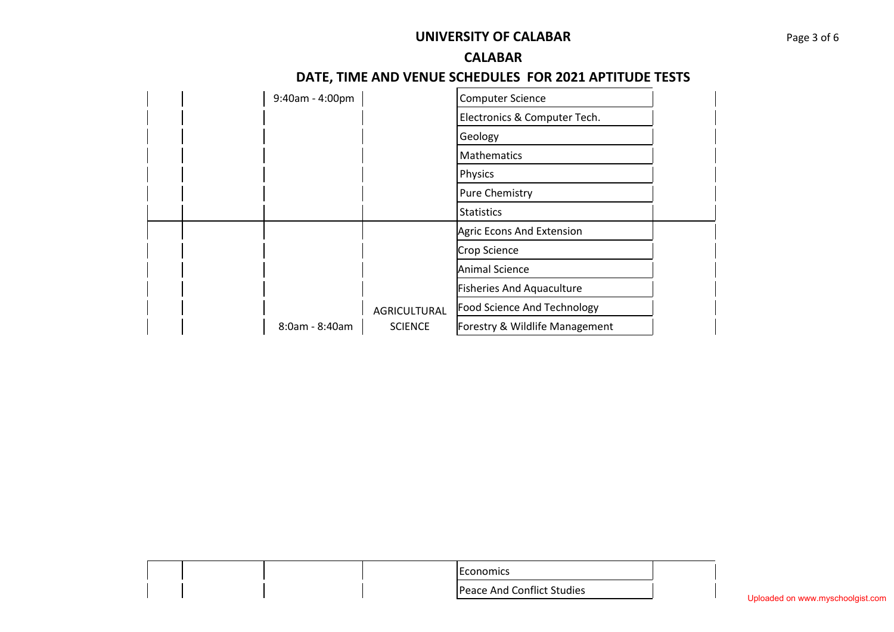# UNIVERSITY OF CALABAR

## CALABAR

## DATE, TIME AND VENUE SCHEDULES FOR 2021 APTITUDE TESTS

| | | | | | |
|---|---|---|---|---|---|
| | | 9:40am - 4:00pm | | Computer Science | |
| | | | | Electronics & Computer Tech. | |
| | | | | Geology | |
| | | | | Mathematics | |
| | | | | Physics | |
| | | | | Pure Chemistry | |
| | | | | Statistics | |
| | | | | Agric Econs And Extension | |
| | | | | Crop Science | |
| | | | | Animal Science | |
| | | | | Fisheries And Aquaculture | |
| | | | AGRICULTURAL | Food Science And Technology | |
| | | 8:0am - 8:40am | SCIENCE | Forestry & Wildlife Management | |

| | | | | | |
|---|---|---|---|---|---|
| | | | | Economics | |
| | | | | Peace And Conflict Studies | |

Uploaded on www.myschoolgist.com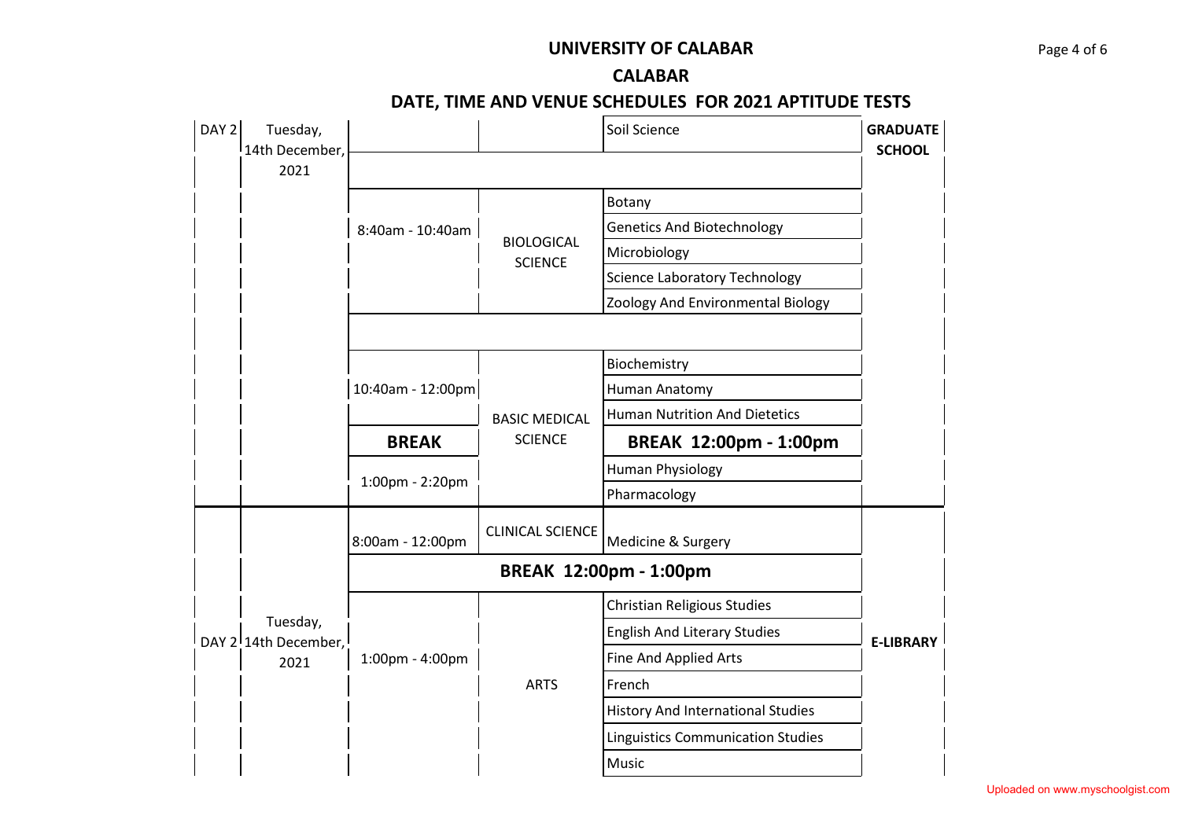**UNIVERSITY OF CALABAR**

**CALABAR**

**DATE, TIME AND VENUE SCHEDULES FOR 2021 APTITUDE TESTS**

| DAY | DATE | TIME | FACULTY | DEPARTMENT | VENUE |
|---|---|---|---|---|---|
| DAY 2 | Tuesday, 14th December, 2021 | | | Soil Science | **GRADUATE SCHOOL** |
| | | | | | |
| | | 8:40am - 10:40am | BIOLOGICAL SCIENCE | Botany | |
| | | | | Genetics And Biotechnology | |
| | | | | Microbiology | |
| | | | | Science Laboratory Technology | |
| | | | | Zoology And Environmental Biology | |
| | | | | | |
| | | 10:40am - 12:00pm | BASIC MEDICAL SCIENCE | Biochemistry | |
| | | | | Human Anatomy | |
| | | | | Human Nutrition And Dietetics | |
| | | **BREAK** | | **BREAK 12:00pm - 1:00pm** | |
| | | 1:00pm - 2:20pm | | Human Physiology | |
| | | | | Pharmacology | |
| DAY 2 | Tuesday, 14th December, 2021 | 8:00am - 12:00pm | CLINICAL SCIENCE | Medicine & Surgery | **E-LIBRARY** |
| | | **BREAK 12:00pm - 1:00pm** | | | |
| | | 1:00pm - 4:00pm | ARTS | Christian Religious Studies | |
| | | | | English And Literary Studies | |
| | | | | Fine And Applied Arts | |
| | | | | French | |
| | | | | History And International Studies | |
| | | | | Linguistics Communication Studies | |
| | | | | Music | |

Uploaded on www.myschoolgist.com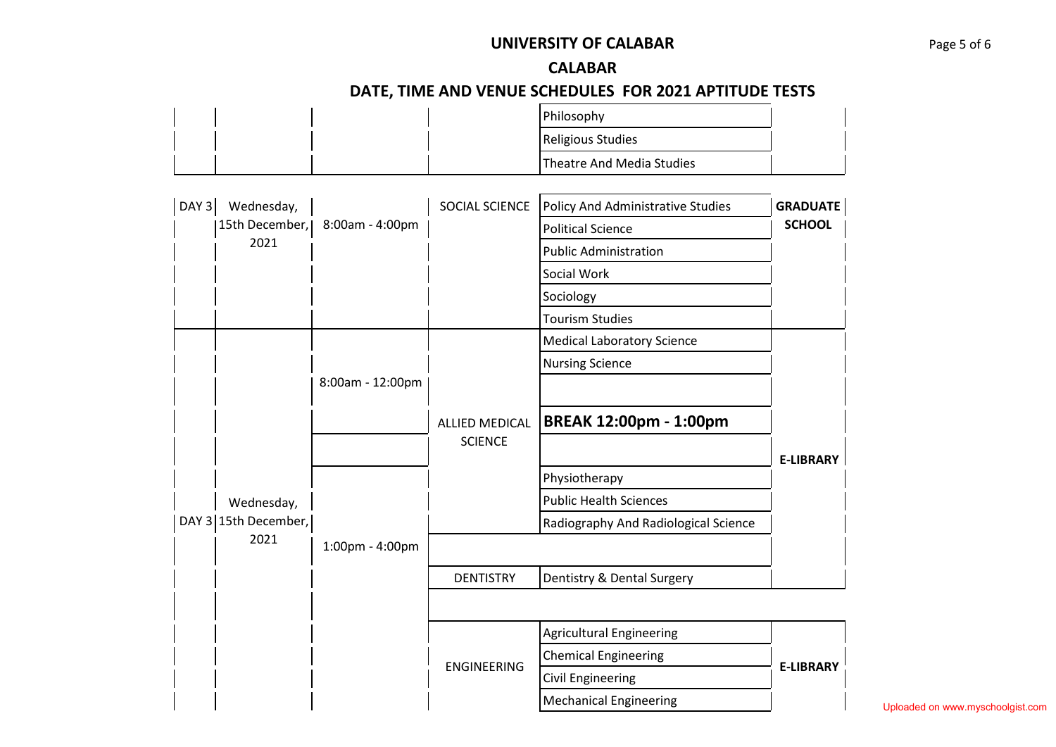# UNIVERSITY OF CALABAR

## CALABAR

## DATE, TIME AND VENUE SCHEDULES FOR 2021 APTITUDE TESTS

| | | | | | |
|---|---|---|---|---|---|
| | | | | Philosophy | |
| | | | | Religious Studies | |
| | | | | Theatre And Media Studies | |
| DAY 3 | Wednesday, 15th December, 2021 | 8:00am - 4:00pm | SOCIAL SCIENCE | Policy And Administrative Studies | **GRADUATE SCHOOL** |
| | | | | Political Science | |
| | | | | Public Administration | |
| | | | | Social Work | |
| | | | | Sociology | |
| | | | | Tourism Studies | |
| DAY 3 | Wednesday, 15th December, 2021 | 8:00am - 12:00pm | ALLIED MEDICAL SCIENCE | Medical Laboratory Science | **E-LIBRARY** |
| | | | | Nursing Science | |
| | | | | **BREAK 12:00pm - 1:00pm** | |
| | | 1:00pm - 4:00pm | | Physiotherapy | |
| | | | | Public Health Sciences | |
| | | | | Radiography And Radiological Science | |
| | | | DENTISTRY | Dentistry & Dental Surgery | |
| | | | ENGINEERING | Agricultural Engineering | **E-LIBRARY** |
| | | | | Chemical Engineering | |
| | | | | Civil Engineering | |
| | | | | Mechanical Engineering | |

Uploaded on www.myschoolgist.com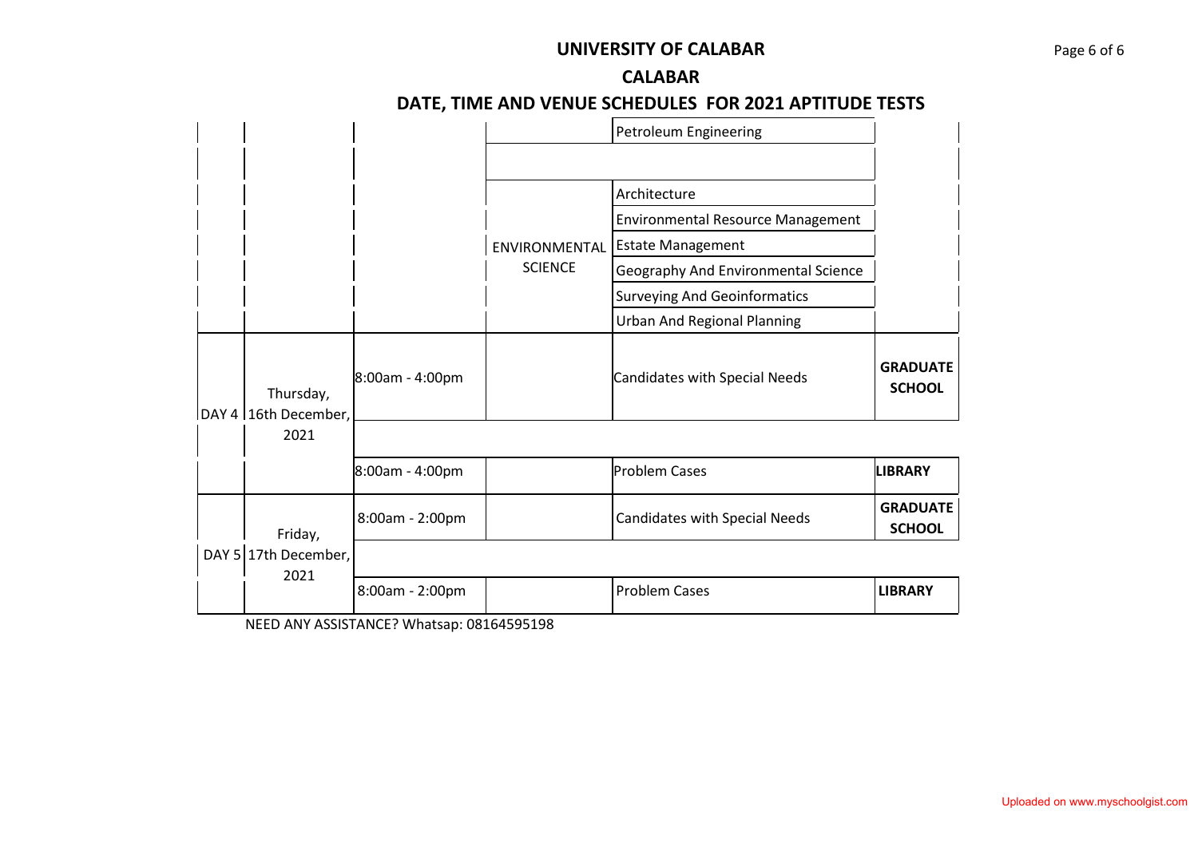## UNIVERSITY OF CALABAR

## CALABAR

## DATE, TIME AND VENUE SCHEDULES FOR 2021 APTITUDE TESTS

| | | | | | |
|---|---|---|---|---|---|
| | | | | Petroleum Engineering | |
| | | | | | |
| | | | ENVIRONMENTAL SCIENCE | Architecture | |
| | | | | Environmental Resource Management | |
| | | | | Estate Management | |
| | | | | Geography And Environmental Science | |
| | | | | Surveying And Geoinformatics | |
| | | | | Urban And Regional Planning | |
| DAY 4 | Thursday, 16th December, 2021 | 8:00am - 4:00pm | | Candidates with Special Needs | **GRADUATE SCHOOL** |
| | | 8:00am - 4:00pm | | Problem Cases | **LIBRARY** |
| DAY 5 | Friday, 17th December, 2021 | 8:00am - 2:00pm | | Candidates with Special Needs | **GRADUATE SCHOOL** |
| | | 8:00am - 2:00pm | | Problem Cases | **LIBRARY** |

NEED ANY ASSISTANCE? Whatsap: 08164595198

Uploaded on www.myschoolgist.com